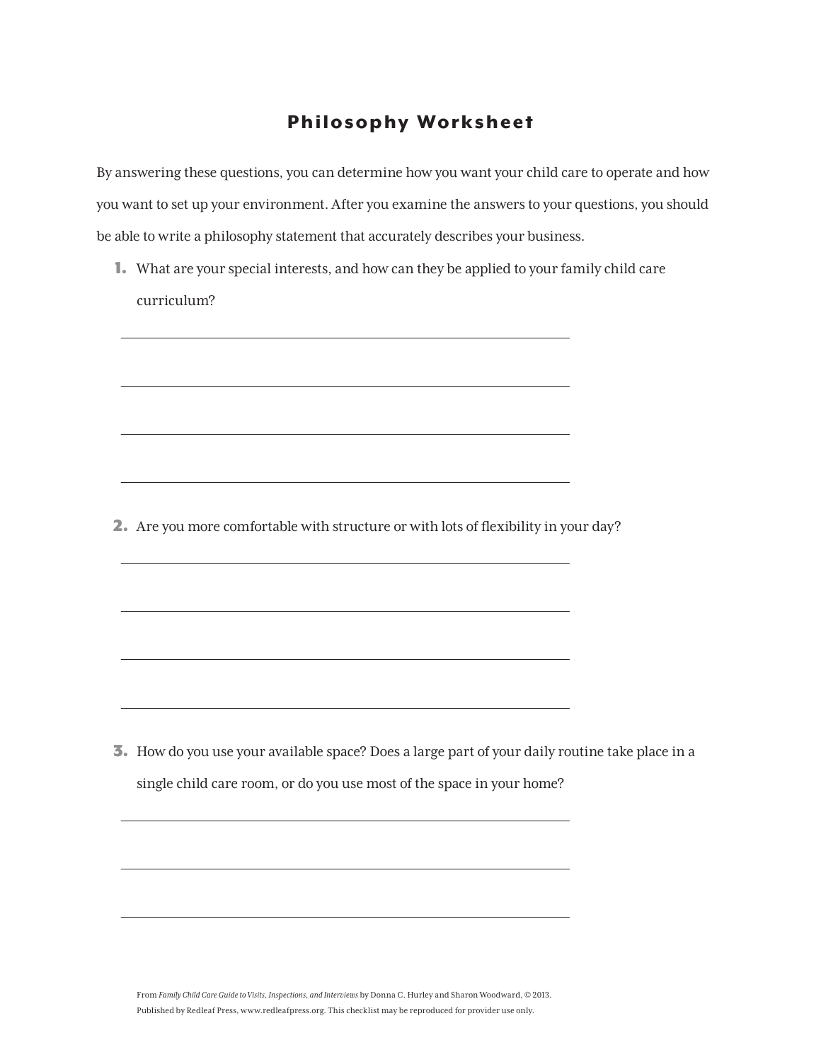# Philosophy Worksheet

By answering these questions, you can determine how you want your child care to operate and how you want to set up your environment. After you examine the answers to your questions, you should be able to write a philosophy statement that accurately describes your business.

1. What are your special interests, and how can they be applied to your family child care curriculum?

   ______________________________________________

   ______________________________________________

   ______________________________________________

   ______________________________________________

2. Are you more comfortable with structure or with lots of flexibility in your day?

   ______________________________________________

   ______________________________________________

   ______________________________________________

   ______________________________________________

3. How do you use your available space? Does a large part of your daily routine take place in a single child care room, or do you use most of the space in your home?

   ______________________________________________

   ______________________________________________

   ______________________________________________

From *Family Child Care Guide to Visits, Inspections, and Interviews* by Donna C. Hurley and Sharon Woodward, © 2013. Published by Redleaf Press, www.redleafpress.org. This checklist may be reproduced for provider use only.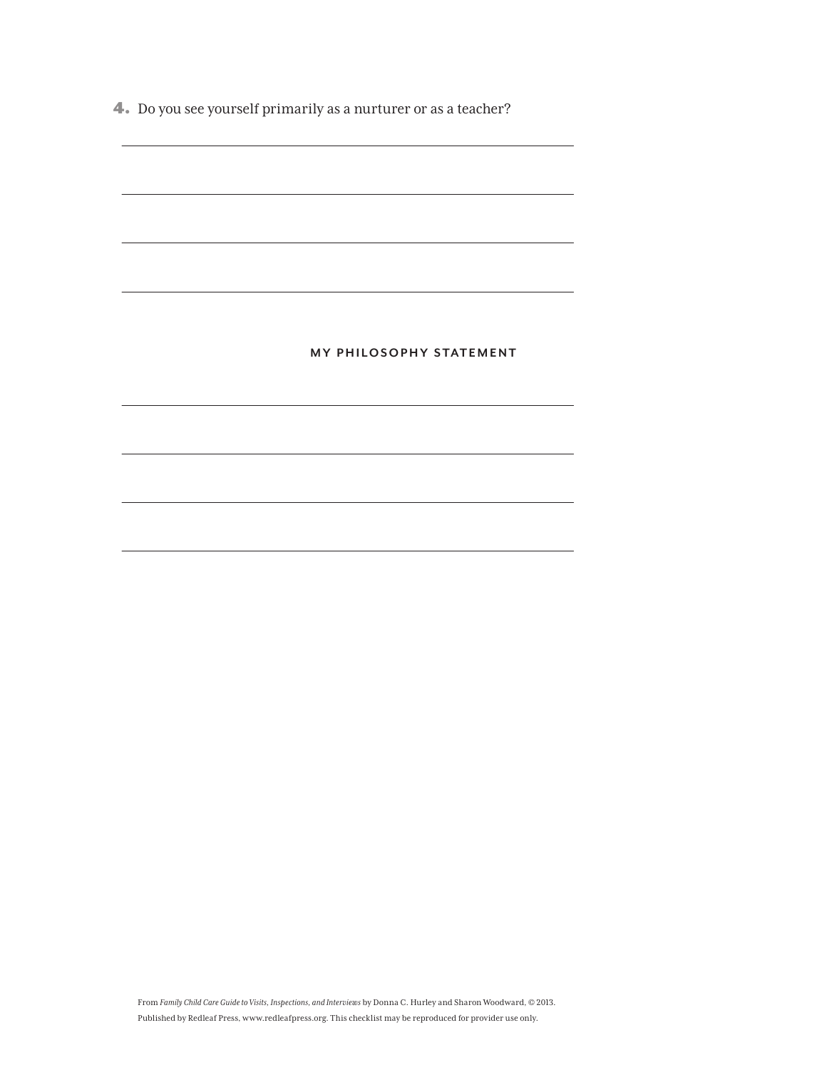4. Do you see yourself primarily as a nurturer or as a teacher?

**MY PHILOSOPHY STATEMENT**

From *Family Child Care Guide to Visits, Inspections, and Interviews* by Donna C. Hurley and Sharon Woodward, © 2013. Published by Redleaf Press, www.redleafpress.org. This checklist may be reproduced for provider use only.